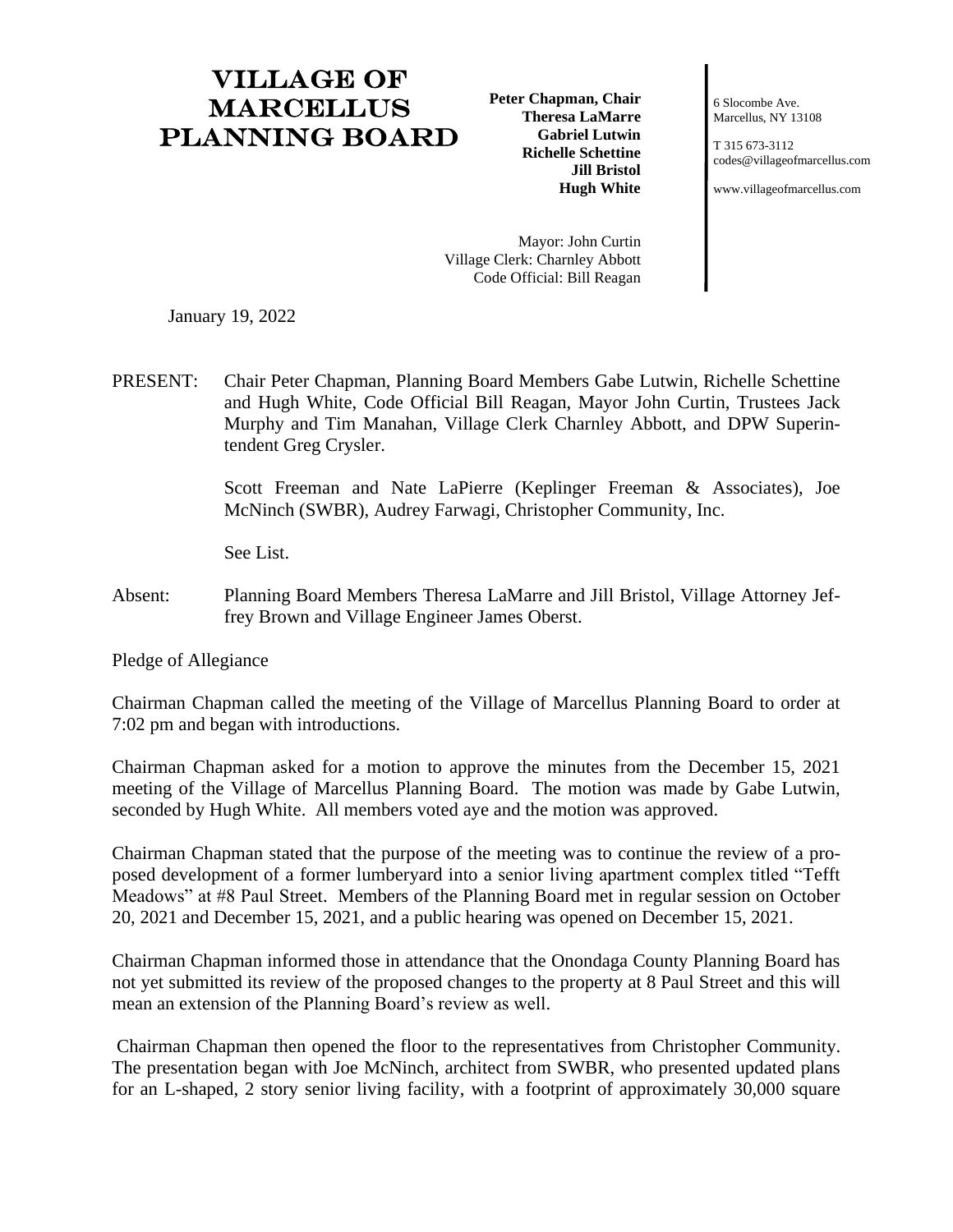# VILLAGE OF MARCELLUS PLANNING BOARD

**Peter Chapman, Chair**
**Theresa LaMarre**
**Gabriel Lutwin**
**Richelle Schettine**
**Jill Bristol**
**Hugh White**

6 Slocombe Ave.
Marcellus, NY 13108

T 315 673-3112
codes@villageofmarcellus.com

www.villageofmarcellus.com

Mayor: John Curtin
Village Clerk: Charnley Abbott
Code Official: Bill Reagan

January 19, 2022

PRESENT: Chair Peter Chapman, Planning Board Members Gabe Lutwin, Richelle Schettine and Hugh White, Code Official Bill Reagan, Mayor John Curtin, Trustees Jack Murphy and Tim Manahan, Village Clerk Charnley Abbott, and DPW Superintendent Greg Crysler.

Scott Freeman and Nate LaPierre (Keplinger Freeman & Associates), Joe McNinch (SWBR), Audrey Farwagi, Christopher Community, Inc.

See List.

Absent: Planning Board Members Theresa LaMarre and Jill Bristol, Village Attorney Jeffrey Brown and Village Engineer James Oberst.

Pledge of Allegiance

Chairman Chapman called the meeting of the Village of Marcellus Planning Board to order at 7:02 pm and began with introductions.

Chairman Chapman asked for a motion to approve the minutes from the December 15, 2021 meeting of the Village of Marcellus Planning Board. The motion was made by Gabe Lutwin, seconded by Hugh White. All members voted aye and the motion was approved.

Chairman Chapman stated that the purpose of the meeting was to continue the review of a proposed development of a former lumberyard into a senior living apartment complex titled "Tefft Meadows" at #8 Paul Street. Members of the Planning Board met in regular session on October 20, 2021 and December 15, 2021, and a public hearing was opened on December 15, 2021.

Chairman Chapman informed those in attendance that the Onondaga County Planning Board has not yet submitted its review of the proposed changes to the property at 8 Paul Street and this will mean an extension of the Planning Board's review as well.

Chairman Chapman then opened the floor to the representatives from Christopher Community. The presentation began with Joe McNinch, architect from SWBR, who presented updated plans for an L-shaped, 2 story senior living facility, with a footprint of approximately 30,000 square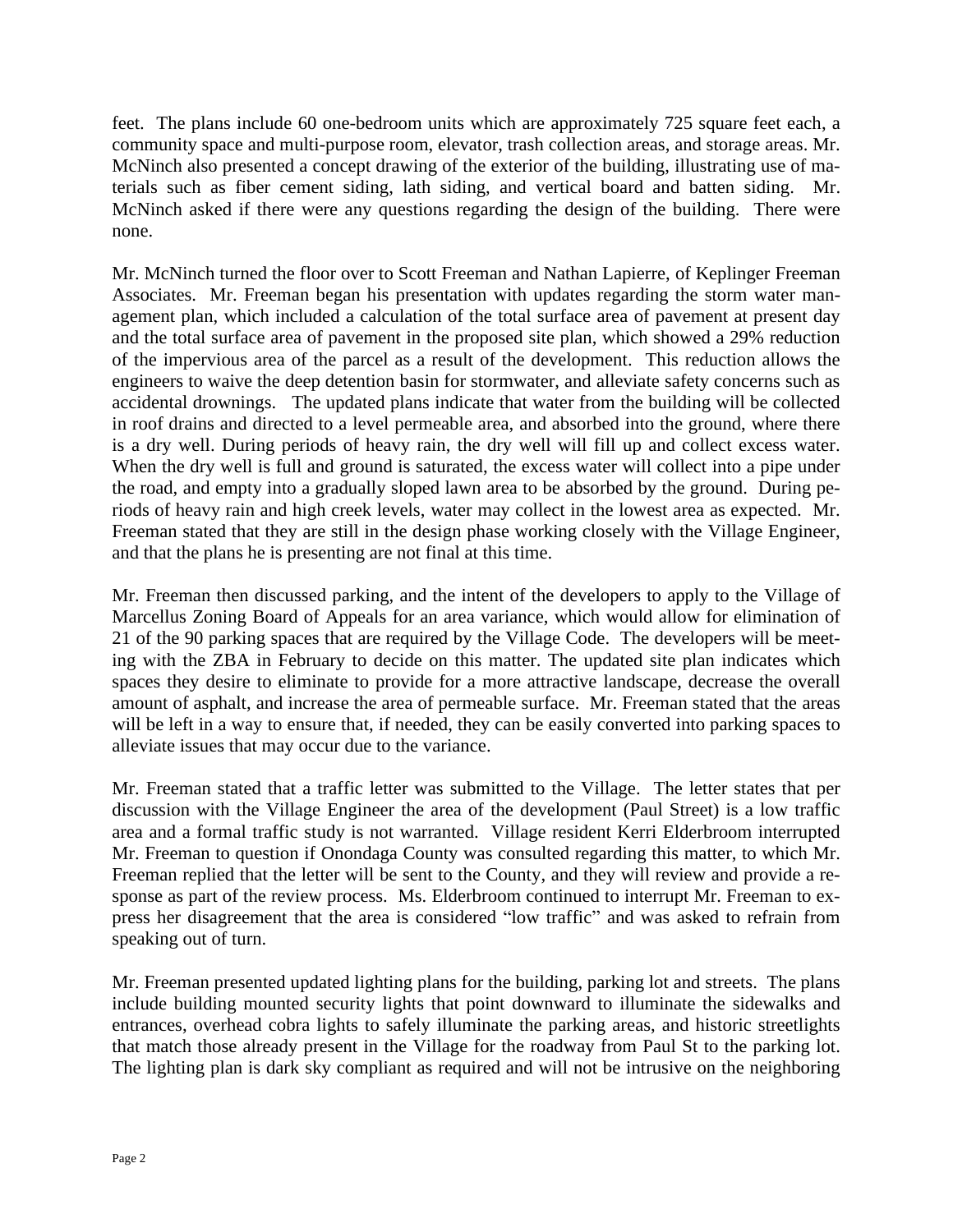feet. The plans include 60 one-bedroom units which are approximately 725 square feet each, a community space and multi-purpose room, elevator, trash collection areas, and storage areas. Mr. McNinch also presented a concept drawing of the exterior of the building, illustrating use of materials such as fiber cement siding, lath siding, and vertical board and batten siding. Mr. McNinch asked if there were any questions regarding the design of the building. There were none.

Mr. McNinch turned the floor over to Scott Freeman and Nathan Lapierre, of Keplinger Freeman Associates. Mr. Freeman began his presentation with updates regarding the storm water management plan, which included a calculation of the total surface area of pavement at present day and the total surface area of pavement in the proposed site plan, which showed a 29% reduction of the impervious area of the parcel as a result of the development. This reduction allows the engineers to waive the deep detention basin for stormwater, and alleviate safety concerns such as accidental drownings. The updated plans indicate that water from the building will be collected in roof drains and directed to a level permeable area, and absorbed into the ground, where there is a dry well. During periods of heavy rain, the dry well will fill up and collect excess water. When the dry well is full and ground is saturated, the excess water will collect into a pipe under the road, and empty into a gradually sloped lawn area to be absorbed by the ground. During periods of heavy rain and high creek levels, water may collect in the lowest area as expected. Mr. Freeman stated that they are still in the design phase working closely with the Village Engineer, and that the plans he is presenting are not final at this time.

Mr. Freeman then discussed parking, and the intent of the developers to apply to the Village of Marcellus Zoning Board of Appeals for an area variance, which would allow for elimination of 21 of the 90 parking spaces that are required by the Village Code. The developers will be meeting with the ZBA in February to decide on this matter. The updated site plan indicates which spaces they desire to eliminate to provide for a more attractive landscape, decrease the overall amount of asphalt, and increase the area of permeable surface. Mr. Freeman stated that the areas will be left in a way to ensure that, if needed, they can be easily converted into parking spaces to alleviate issues that may occur due to the variance.

Mr. Freeman stated that a traffic letter was submitted to the Village. The letter states that per discussion with the Village Engineer the area of the development (Paul Street) is a low traffic area and a formal traffic study is not warranted. Village resident Kerri Elderbroom interrupted Mr. Freeman to question if Onondaga County was consulted regarding this matter, to which Mr. Freeman replied that the letter will be sent to the County, and they will review and provide a response as part of the review process. Ms. Elderbroom continued to interrupt Mr. Freeman to express her disagreement that the area is considered "low traffic" and was asked to refrain from speaking out of turn.

Mr. Freeman presented updated lighting plans for the building, parking lot and streets. The plans include building mounted security lights that point downward to illuminate the sidewalks and entrances, overhead cobra lights to safely illuminate the parking areas, and historic streetlights that match those already present in the Village for the roadway from Paul St to the parking lot. The lighting plan is dark sky compliant as required and will not be intrusive on the neighboring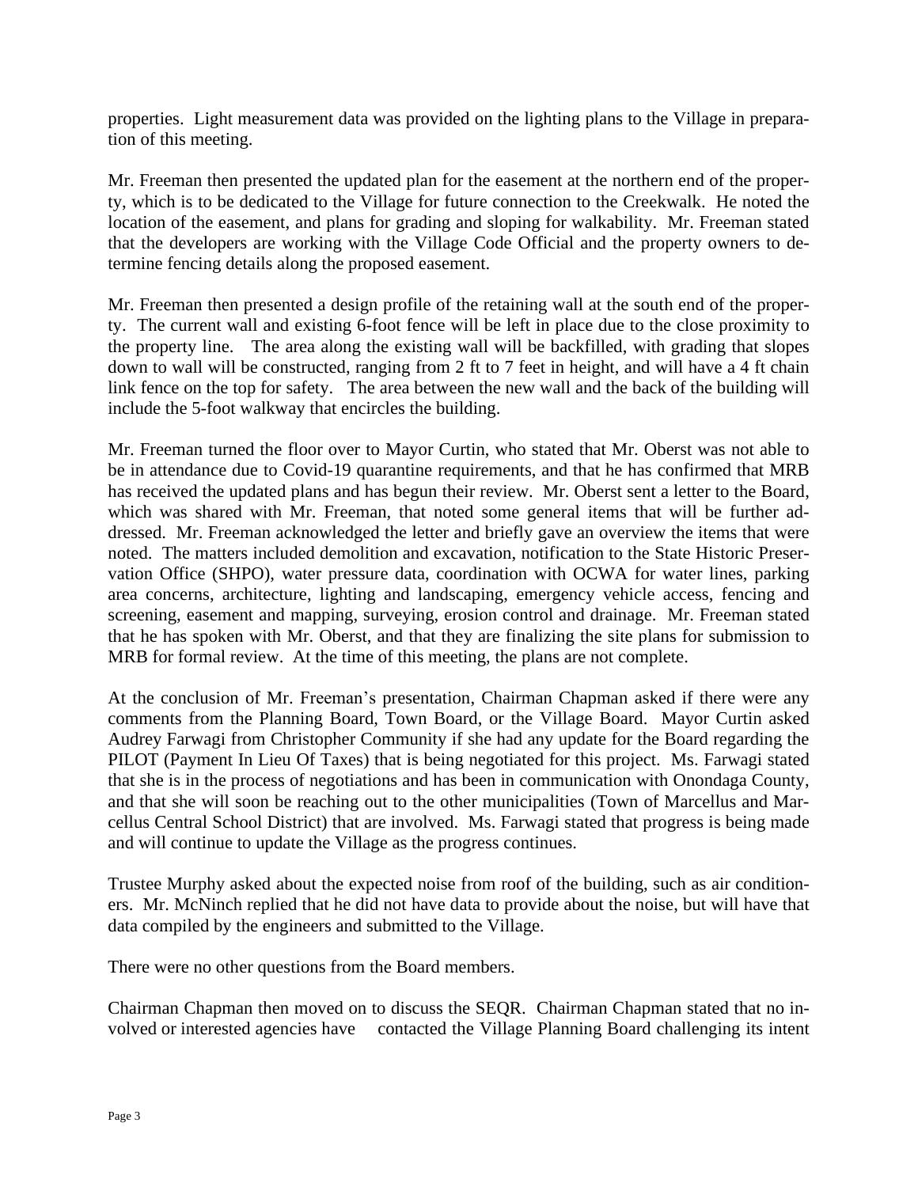properties. Light measurement data was provided on the lighting plans to the Village in preparation of this meeting.

Mr. Freeman then presented the updated plan for the easement at the northern end of the property, which is to be dedicated to the Village for future connection to the Creekwalk. He noted the location of the easement, and plans for grading and sloping for walkability. Mr. Freeman stated that the developers are working with the Village Code Official and the property owners to determine fencing details along the proposed easement.

Mr. Freeman then presented a design profile of the retaining wall at the south end of the property. The current wall and existing 6-foot fence will be left in place due to the close proximity to the property line. The area along the existing wall will be backfilled, with grading that slopes down to wall will be constructed, ranging from 2 ft to 7 feet in height, and will have a 4 ft chain link fence on the top for safety. The area between the new wall and the back of the building will include the 5-foot walkway that encircles the building.

Mr. Freeman turned the floor over to Mayor Curtin, who stated that Mr. Oberst was not able to be in attendance due to Covid-19 quarantine requirements, and that he has confirmed that MRB has received the updated plans and has begun their review. Mr. Oberst sent a letter to the Board, which was shared with Mr. Freeman, that noted some general items that will be further addressed. Mr. Freeman acknowledged the letter and briefly gave an overview the items that were noted. The matters included demolition and excavation, notification to the State Historic Preservation Office (SHPO), water pressure data, coordination with OCWA for water lines, parking area concerns, architecture, lighting and landscaping, emergency vehicle access, fencing and screening, easement and mapping, surveying, erosion control and drainage. Mr. Freeman stated that he has spoken with Mr. Oberst, and that they are finalizing the site plans for submission to MRB for formal review. At the time of this meeting, the plans are not complete.

At the conclusion of Mr. Freeman's presentation, Chairman Chapman asked if there were any comments from the Planning Board, Town Board, or the Village Board. Mayor Curtin asked Audrey Farwagi from Christopher Community if she had any update for the Board regarding the PILOT (Payment In Lieu Of Taxes) that is being negotiated for this project. Ms. Farwagi stated that she is in the process of negotiations and has been in communication with Onondaga County, and that she will soon be reaching out to the other municipalities (Town of Marcellus and Marcellus Central School District) that are involved. Ms. Farwagi stated that progress is being made and will continue to update the Village as the progress continues.

Trustee Murphy asked about the expected noise from roof of the building, such as air conditioners. Mr. McNinch replied that he did not have data to provide about the noise, but will have that data compiled by the engineers and submitted to the Village.

There were no other questions from the Board members.

Chairman Chapman then moved on to discuss the SEQR. Chairman Chapman stated that no involved or interested agencies have contacted the Village Planning Board challenging its intent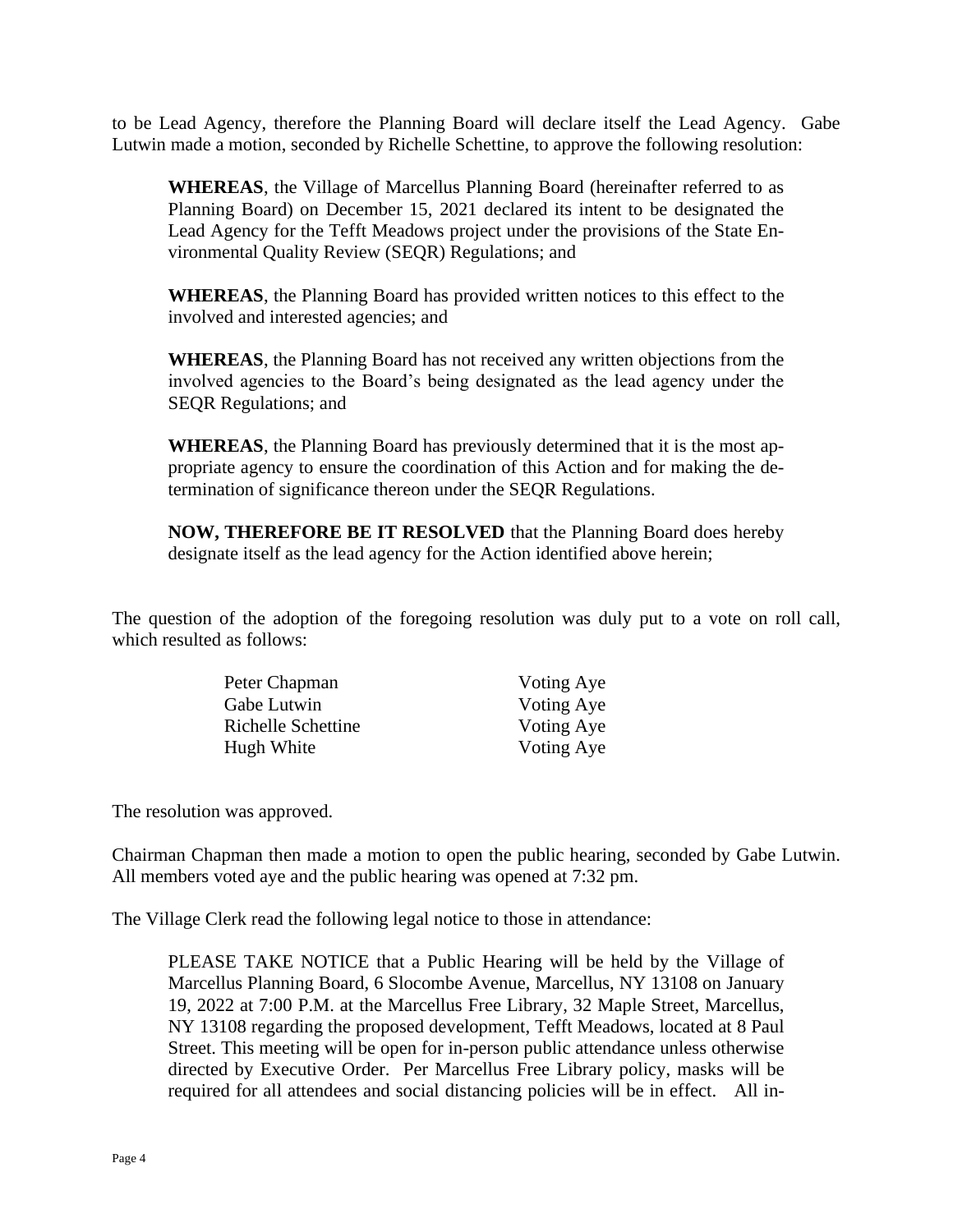to be Lead Agency, therefore the Planning Board will declare itself the Lead Agency. Gabe Lutwin made a motion, seconded by Richelle Schettine, to approve the following resolution:

> **WHEREAS**, the Village of Marcellus Planning Board (hereinafter referred to as Planning Board) on December 15, 2021 declared its intent to be designated the Lead Agency for the Tefft Meadows project under the provisions of the State Environmental Quality Review (SEQR) Regulations; and
>
> **WHEREAS**, the Planning Board has provided written notices to this effect to the involved and interested agencies; and
>
> **WHEREAS**, the Planning Board has not received any written objections from the involved agencies to the Board's being designated as the lead agency under the SEQR Regulations; and
>
> **WHEREAS**, the Planning Board has previously determined that it is the most appropriate agency to ensure the coordination of this Action and for making the determination of significance thereon under the SEQR Regulations.
>
> **NOW, THEREFORE BE IT RESOLVED** that the Planning Board does hereby designate itself as the lead agency for the Action identified above herein;

The question of the adoption of the foregoing resolution was duly put to a vote on roll call, which resulted as follows:

| | |
|---|---|
| Peter Chapman | Voting Aye |
| Gabe Lutwin | Voting Aye |
| Richelle Schettine | Voting Aye |
| Hugh White | Voting Aye |

The resolution was approved.

Chairman Chapman then made a motion to open the public hearing, seconded by Gabe Lutwin. All members voted aye and the public hearing was opened at 7:32 pm.

The Village Clerk read the following legal notice to those in attendance:

> PLEASE TAKE NOTICE that a Public Hearing will be held by the Village of Marcellus Planning Board, 6 Slocombe Avenue, Marcellus, NY 13108 on January 19, 2022 at 7:00 P.M. at the Marcellus Free Library, 32 Maple Street, Marcellus, NY 13108 regarding the proposed development, Tefft Meadows, located at 8 Paul Street. This meeting will be open for in-person public attendance unless otherwise directed by Executive Order. Per Marcellus Free Library policy, masks will be required for all attendees and social distancing policies will be in effect. All in-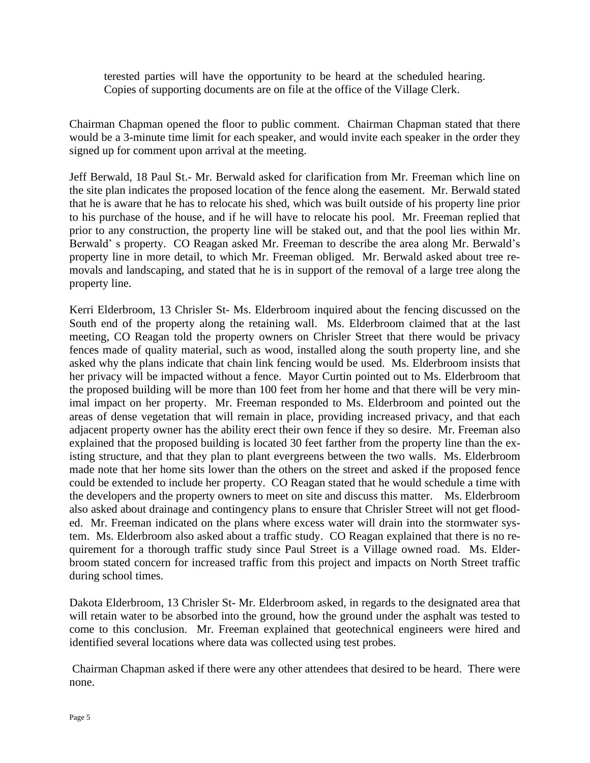terested parties will have the opportunity to be heard at the scheduled hearing. Copies of supporting documents are on file at the office of the Village Clerk.

Chairman Chapman opened the floor to public comment. Chairman Chapman stated that there would be a 3-minute time limit for each speaker, and would invite each speaker in the order they signed up for comment upon arrival at the meeting.

Jeff Berwald, 18 Paul St.- Mr. Berwald asked for clarification from Mr. Freeman which line on the site plan indicates the proposed location of the fence along the easement. Mr. Berwald stated that he is aware that he has to relocate his shed, which was built outside of his property line prior to his purchase of the house, and if he will have to relocate his pool. Mr. Freeman replied that prior to any construction, the property line will be staked out, and that the pool lies within Mr. Berwald' s property. CO Reagan asked Mr. Freeman to describe the area along Mr. Berwald's property line in more detail, to which Mr. Freeman obliged. Mr. Berwald asked about tree removals and landscaping, and stated that he is in support of the removal of a large tree along the property line.

Kerri Elderbroom, 13 Chrisler St- Ms. Elderbroom inquired about the fencing discussed on the South end of the property along the retaining wall. Ms. Elderbroom claimed that at the last meeting, CO Reagan told the property owners on Chrisler Street that there would be privacy fences made of quality material, such as wood, installed along the south property line, and she asked why the plans indicate that chain link fencing would be used. Ms. Elderbroom insists that her privacy will be impacted without a fence. Mayor Curtin pointed out to Ms. Elderbroom that the proposed building will be more than 100 feet from her home and that there will be very minimal impact on her property. Mr. Freeman responded to Ms. Elderbroom and pointed out the areas of dense vegetation that will remain in place, providing increased privacy, and that each adjacent property owner has the ability erect their own fence if they so desire. Mr. Freeman also explained that the proposed building is located 30 feet farther from the property line than the existing structure, and that they plan to plant evergreens between the two walls. Ms. Elderbroom made note that her home sits lower than the others on the street and asked if the proposed fence could be extended to include her property. CO Reagan stated that he would schedule a time with the developers and the property owners to meet on site and discuss this matter. Ms. Elderbroom also asked about drainage and contingency plans to ensure that Chrisler Street will not get flooded. Mr. Freeman indicated on the plans where excess water will drain into the stormwater system. Ms. Elderbroom also asked about a traffic study. CO Reagan explained that there is no requirement for a thorough traffic study since Paul Street is a Village owned road. Ms. Elderbroom stated concern for increased traffic from this project and impacts on North Street traffic during school times.

Dakota Elderbroom, 13 Chrisler St- Mr. Elderbroom asked, in regards to the designated area that will retain water to be absorbed into the ground, how the ground under the asphalt was tested to come to this conclusion. Mr. Freeman explained that geotechnical engineers were hired and identified several locations where data was collected using test probes.

Chairman Chapman asked if there were any other attendees that desired to be heard. There were none.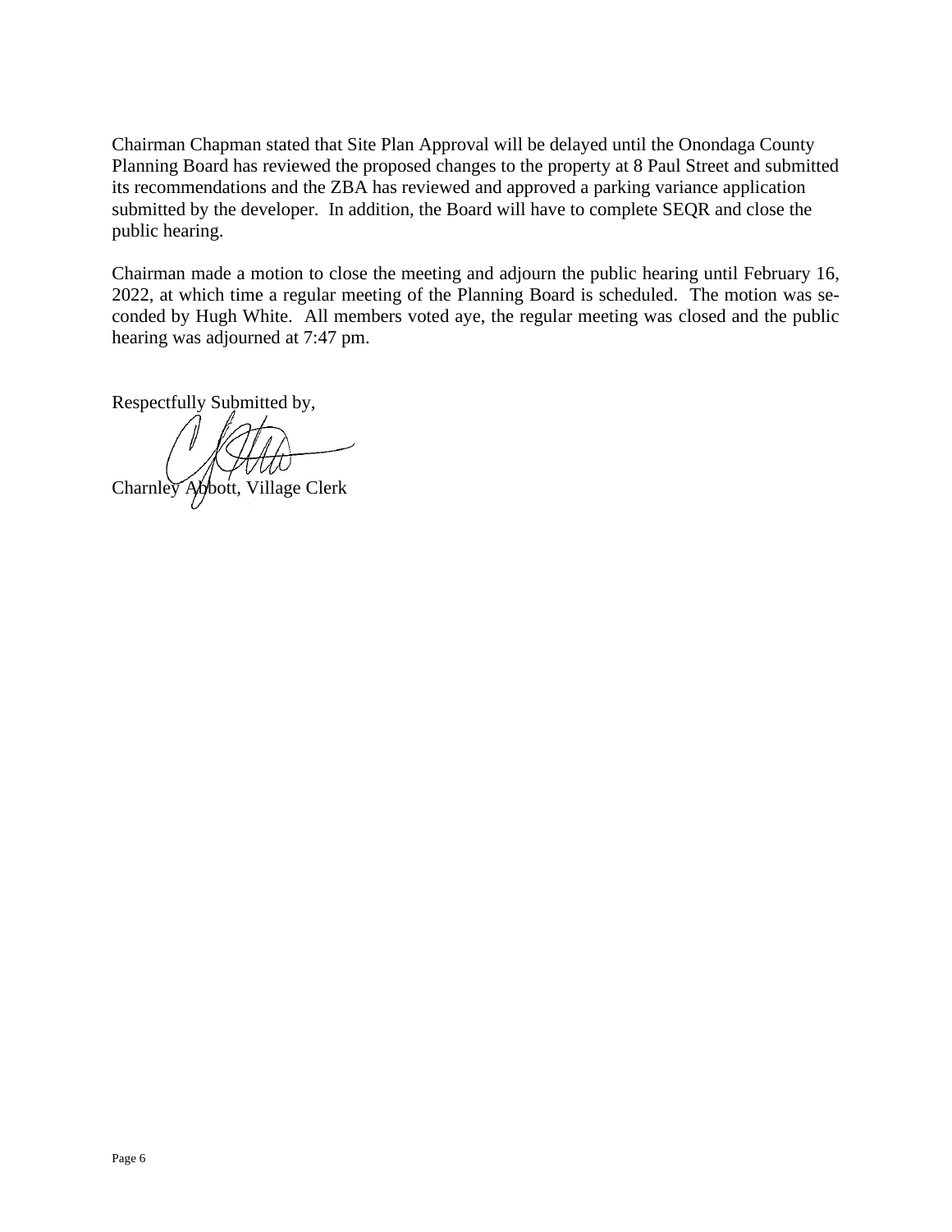Chairman Chapman stated that Site Plan Approval will be delayed until the Onondaga County Planning Board has reviewed the proposed changes to the property at 8 Paul Street and submitted its recommendations and the ZBA has reviewed and approved a parking variance application submitted by the developer. In addition, the Board will have to complete SEQR and close the public hearing.

Chairman made a motion to close the meeting and adjourn the public hearing until February 16, 2022, at which time a regular meeting of the Planning Board is scheduled. The motion was seconded by Hugh White. All members voted aye, the regular meeting was closed and the public hearing was adjourned at 7:47 pm.

Respectfully Submitted by,

Charnley Abbott, Village Clerk